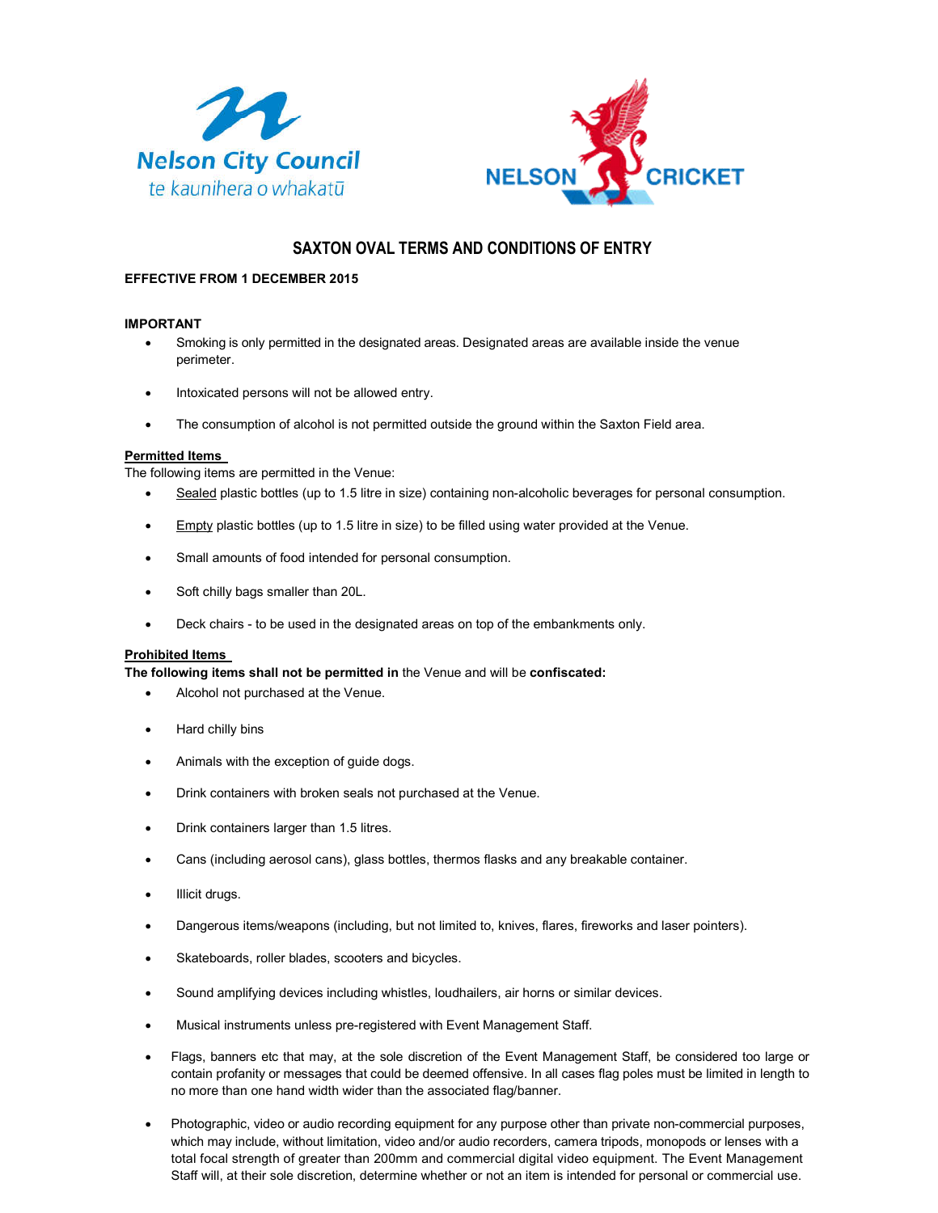Nelson City Council
te kaunihera o whakatū

NELSON CRICKET

# SAXTON OVAL TERMS AND CONDITIONS OF ENTRY

**EFFECTIVE FROM 1 DECEMBER 2015**

**IMPORTANT**

- Smoking is only permitted in the designated areas. Designated areas are available inside the venue perimeter.
- Intoxicated persons will not be allowed entry.
- The consumption of alcohol is not permitted outside the ground within the Saxton Field area.

**Permitted Items**

The following items are permitted in the Venue:

- Sealed plastic bottles (up to 1.5 litre in size) containing non-alcoholic beverages for personal consumption.
- Empty plastic bottles (up to 1.5 litre in size) to be filled using water provided at the Venue.
- Small amounts of food intended for personal consumption.
- Soft chilly bags smaller than 20L.
- Deck chairs - to be used in the designated areas on top of the embankments only.

**Prohibited Items**

**The following items shall not be permitted in** the Venue and will be **confiscated:**

- Alcohol not purchased at the Venue.
- Hard chilly bins
- Animals with the exception of guide dogs.
- Drink containers with broken seals not purchased at the Venue.
- Drink containers larger than 1.5 litres.
- Cans (including aerosol cans), glass bottles, thermos flasks and any breakable container.
- Illicit drugs.
- Dangerous items/weapons (including, but not limited to, knives, flares, fireworks and laser pointers).
- Skateboards, roller blades, scooters and bicycles.
- Sound amplifying devices including whistles, loudhailers, air horns or similar devices.
- Musical instruments unless pre-registered with Event Management Staff.
- Flags, banners etc that may, at the sole discretion of the Event Management Staff, be considered too large or contain profanity or messages that could be deemed offensive. In all cases flag poles must be limited in length to no more than one hand width wider than the associated flag/banner.
- Photographic, video or audio recording equipment for any purpose other than private non-commercial purposes, which may include, without limitation, video and/or audio recorders, camera tripods, monopods or lenses with a total focal strength of greater than 200mm and commercial digital video equipment. The Event Management Staff will, at their sole discretion, determine whether or not an item is intended for personal or commercial use.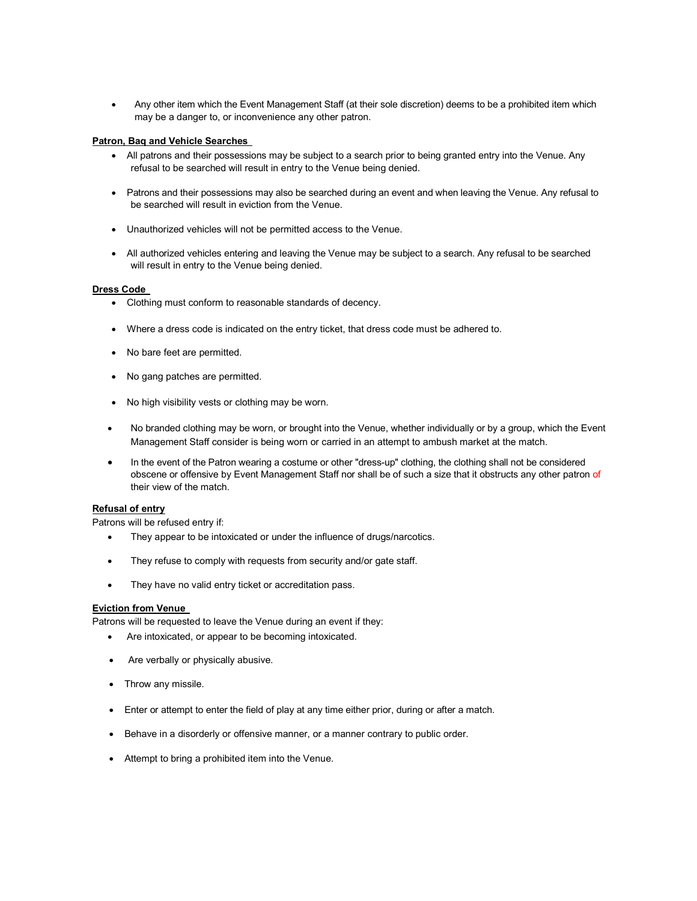- Any other item which the Event Management Staff (at their sole discretion) deems to be a prohibited item which may be a danger to, or inconvenience any other patron.

**Patron, Bag and Vehicle Searches**

- All patrons and their possessions may be subject to a search prior to being granted entry into the Venue. Any refusal to be searched will result in entry to the Venue being denied.
- Patrons and their possessions may also be searched during an event and when leaving the Venue. Any refusal to be searched will result in eviction from the Venue.
- Unauthorized vehicles will not be permitted access to the Venue.
- All authorized vehicles entering and leaving the Venue may be subject to a search. Any refusal to be searched will result in entry to the Venue being denied.

**Dress Code**

- Clothing must conform to reasonable standards of decency.
- Where a dress code is indicated on the entry ticket, that dress code must be adhered to.
- No bare feet are permitted.
- No gang patches are permitted.
- No high visibility vests or clothing may be worn.
- No branded clothing may be worn, or brought into the Venue, whether individually or by a group, which the Event Management Staff consider is being worn or carried in an attempt to ambush market at the match.
- In the event of the Patron wearing a costume or other "dress-up" clothing, the clothing shall not be considered obscene or offensive by Event Management Staff nor shall be of such a size that it obstructs any other patron of their view of the match.

**Refusal of entry**

Patrons will be refused entry if:

- They appear to be intoxicated or under the influence of drugs/narcotics.
- They refuse to comply with requests from security and/or gate staff.
- They have no valid entry ticket or accreditation pass.

**Eviction from Venue**

Patrons will be requested to leave the Venue during an event if they:

- Are intoxicated, or appear to be becoming intoxicated.
- Are verbally or physically abusive.
- Throw any missile.
- Enter or attempt to enter the field of play at any time either prior, during or after a match.
- Behave in a disorderly or offensive manner, or a manner contrary to public order.
- Attempt to bring a prohibited item into the Venue.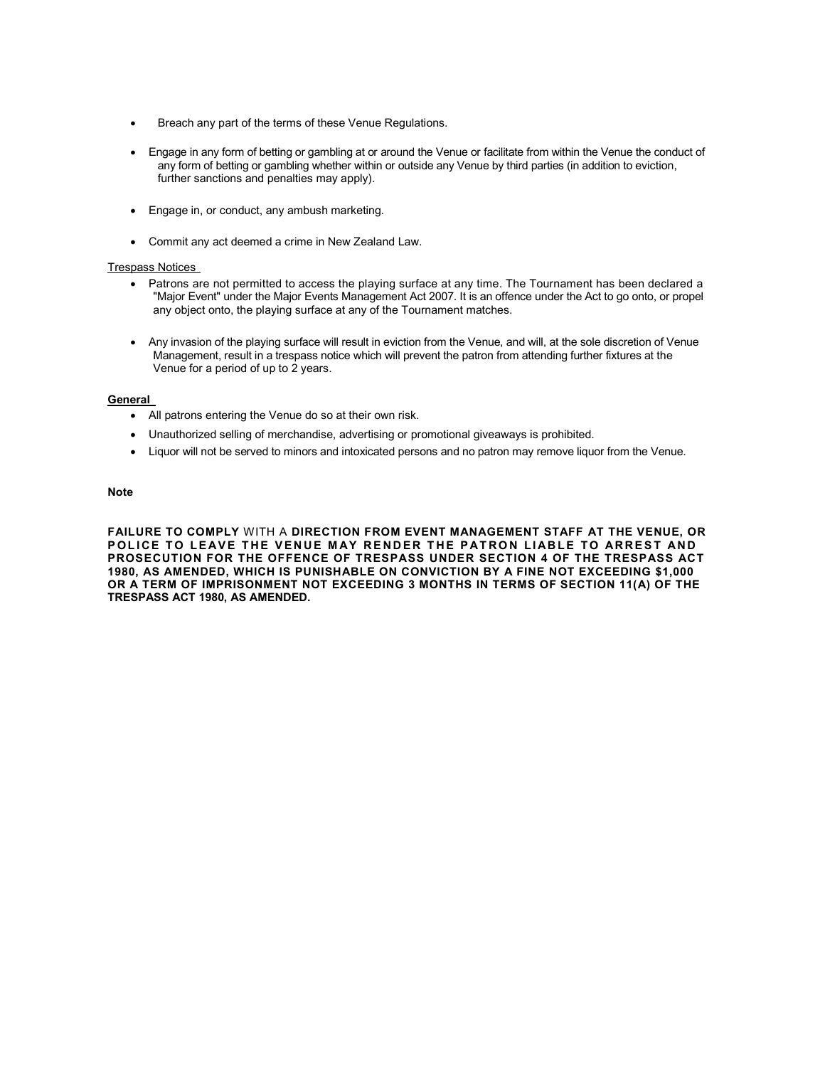- Breach any part of the terms of these Venue Regulations.
- Engage in any form of betting or gambling at or around the Venue or facilitate from within the Venue the conduct of any form of betting or gambling whether within or outside any Venue by third parties (in addition to eviction, further sanctions and penalties may apply).
- Engage in, or conduct, any ambush marketing.
- Commit any act deemed a crime in New Zealand Law.

Trespass Notices

- Patrons are not permitted to access the playing surface at any time. The Tournament has been declared a "Major Event" under the Major Events Management Act 2007. It is an offence under the Act to go onto, or propel any object onto, the playing surface at any of the Tournament matches.
- Any invasion of the playing surface will result in eviction from the Venue, and will, at the sole discretion of Venue Management, result in a trespass notice which will prevent the patron from attending further fixtures at the Venue for a period of up to 2 years.

**General**

- All patrons entering the Venue do so at their own risk.
- Unauthorized selling of merchandise, advertising or promotional giveaways is prohibited.
- Liquor will not be served to minors and intoxicated persons and no patron may remove liquor from the Venue.

**Note**

**FAILURE TO COMPLY** WITH A **DIRECTION FROM EVENT MANAGEMENT STAFF AT THE VENUE, OR POLICE TO LEAVE THE VENUE MAY RENDER THE PATRON LIABLE TO ARREST AND PROSECUTION FOR THE OFFENCE OF TRESPASS UNDER SECTION 4 OF THE TRESPASS ACT 1980, AS AMENDED, WHICH IS PUNISHABLE ON CONVICTION BY A FINE NOT EXCEEDING $1,000 OR A TERM OF IMPRISONMENT NOT EXCEEDING 3 MONTHS IN TERMS OF SECTION 11(A) OF THE TRESPASS ACT 1980, AS AMENDED.**